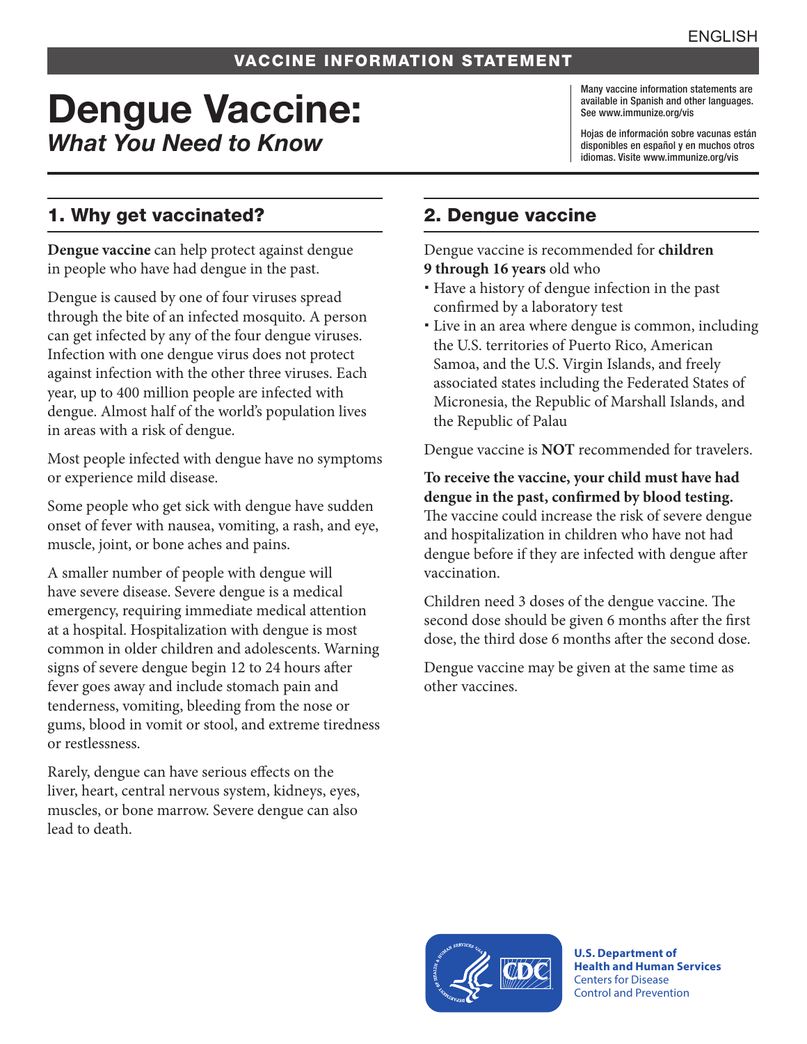ENGLISH

VACCINE INFORMATION STATEMENT

# Dengue Vaccine:
## *What You Need to Know*

Many vaccine information statements are available in Spanish and other languages. See www.immunize.org/vis

Hojas de información sobre vacunas están disponibles en español y en muchos otros idiomas. Visite www.immunize.org/vis

## 1. Why get vaccinated?

**Dengue vaccine** can help protect against dengue in people who have had dengue in the past.

Dengue is caused by one of four viruses spread through the bite of an infected mosquito. A person can get infected by any of the four dengue viruses. Infection with one dengue virus does not protect against infection with the other three viruses. Each year, up to 400 million people are infected with dengue. Almost half of the world's population lives in areas with a risk of dengue.

Most people infected with dengue have no symptoms or experience mild disease.

Some people who get sick with dengue have sudden onset of fever with nausea, vomiting, a rash, and eye, muscle, joint, or bone aches and pains.

A smaller number of people with dengue will have severe disease. Severe dengue is a medical emergency, requiring immediate medical attention at a hospital. Hospitalization with dengue is most common in older children and adolescents. Warning signs of severe dengue begin 12 to 24 hours after fever goes away and include stomach pain and tenderness, vomiting, bleeding from the nose or gums, blood in vomit or stool, and extreme tiredness or restlessness.

Rarely, dengue can have serious effects on the liver, heart, central nervous system, kidneys, eyes, muscles, or bone marrow. Severe dengue can also lead to death.

## 2. Dengue vaccine

Dengue vaccine is recommended for **children 9 through 16 years** old who

- Have a history of dengue infection in the past confirmed by a laboratory test
- Live in an area where dengue is common, including the U.S. territories of Puerto Rico, American Samoa, and the U.S. Virgin Islands, and freely associated states including the Federated States of Micronesia, the Republic of Marshall Islands, and the Republic of Palau

Dengue vaccine is **NOT** recommended for travelers.

**To receive the vaccine, your child must have had dengue in the past, confirmed by blood testing.** The vaccine could increase the risk of severe dengue and hospitalization in children who have not had dengue before if they are infected with dengue after vaccination.

Children need 3 doses of the dengue vaccine. The second dose should be given 6 months after the first dose, the third dose 6 months after the second dose.

Dengue vaccine may be given at the same time as other vaccines.

**U.S. Department of Health and Human Services**
Centers for Disease Control and Prevention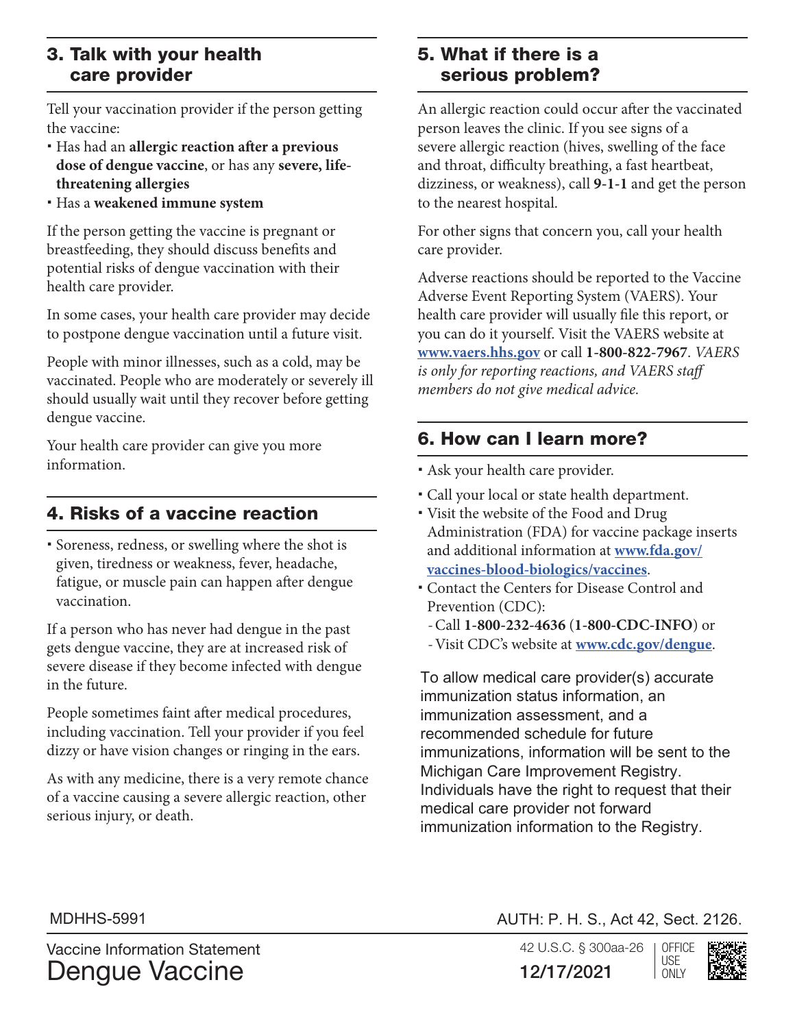## 3. Talk with your health care provider

Tell your vaccination provider if the person getting the vaccine:

- Has had an **allergic reaction after a previous dose of dengue vaccine**, or has any **severe, life-threatening allergies**
- Has a **weakened immune system**

If the person getting the vaccine is pregnant or breastfeeding, they should discuss benefits and potential risks of dengue vaccination with their health care provider.

In some cases, your health care provider may decide to postpone dengue vaccination until a future visit.

People with minor illnesses, such as a cold, may be vaccinated. People who are moderately or severely ill should usually wait until they recover before getting dengue vaccine.

Your health care provider can give you more information.

## 4. Risks of a vaccine reaction

- Soreness, redness, or swelling where the shot is given, tiredness or weakness, fever, headache, fatigue, or muscle pain can happen after dengue vaccination.

If a person who has never had dengue in the past gets dengue vaccine, they are at increased risk of severe disease if they become infected with dengue in the future.

People sometimes faint after medical procedures, including vaccination. Tell your provider if you feel dizzy or have vision changes or ringing in the ears.

As with any medicine, there is a very remote chance of a vaccine causing a severe allergic reaction, other serious injury, or death.

## 5. What if there is a serious problem?

An allergic reaction could occur after the vaccinated person leaves the clinic. If you see signs of a severe allergic reaction (hives, swelling of the face and throat, difficulty breathing, a fast heartbeat, dizziness, or weakness), call **9-1-1** and get the person to the nearest hospital.

For other signs that concern you, call your health care provider.

Adverse reactions should be reported to the Vaccine Adverse Event Reporting System (VAERS). Your health care provider will usually file this report, or you can do it yourself. Visit the VAERS website at **www.vaers.hhs.gov** or call **1-800-822-7967**. *VAERS is only for reporting reactions, and VAERS staff members do not give medical advice.*

## 6. How can I learn more?

- Ask your health care provider.
- Call your local or state health department.
- Visit the website of the Food and Drug Administration (FDA) for vaccine package inserts and additional information at **www.fda.gov/vaccines-blood-biologics/vaccines**.
- Contact the Centers for Disease Control and Prevention (CDC):
  - Call **1-800-232-4636** (**1-800-CDC-INFO**) or
  - Visit CDC's website at **www.cdc.gov/dengue**.

To allow medical care provider(s) accurate immunization status information, an immunization assessment, and a recommended schedule for future immunizations, information will be sent to the Michigan Care Improvement Registry. Individuals have the right to request that their medical care provider not forward immunization information to the Registry.

MDHHS-5991

AUTH: P. H. S., Act 42, Sect. 2126.

Vaccine Information Statement
Dengue Vaccine

42 U.S.C. § 300aa-26
**12/17/2021**

OFFICE USE ONLY